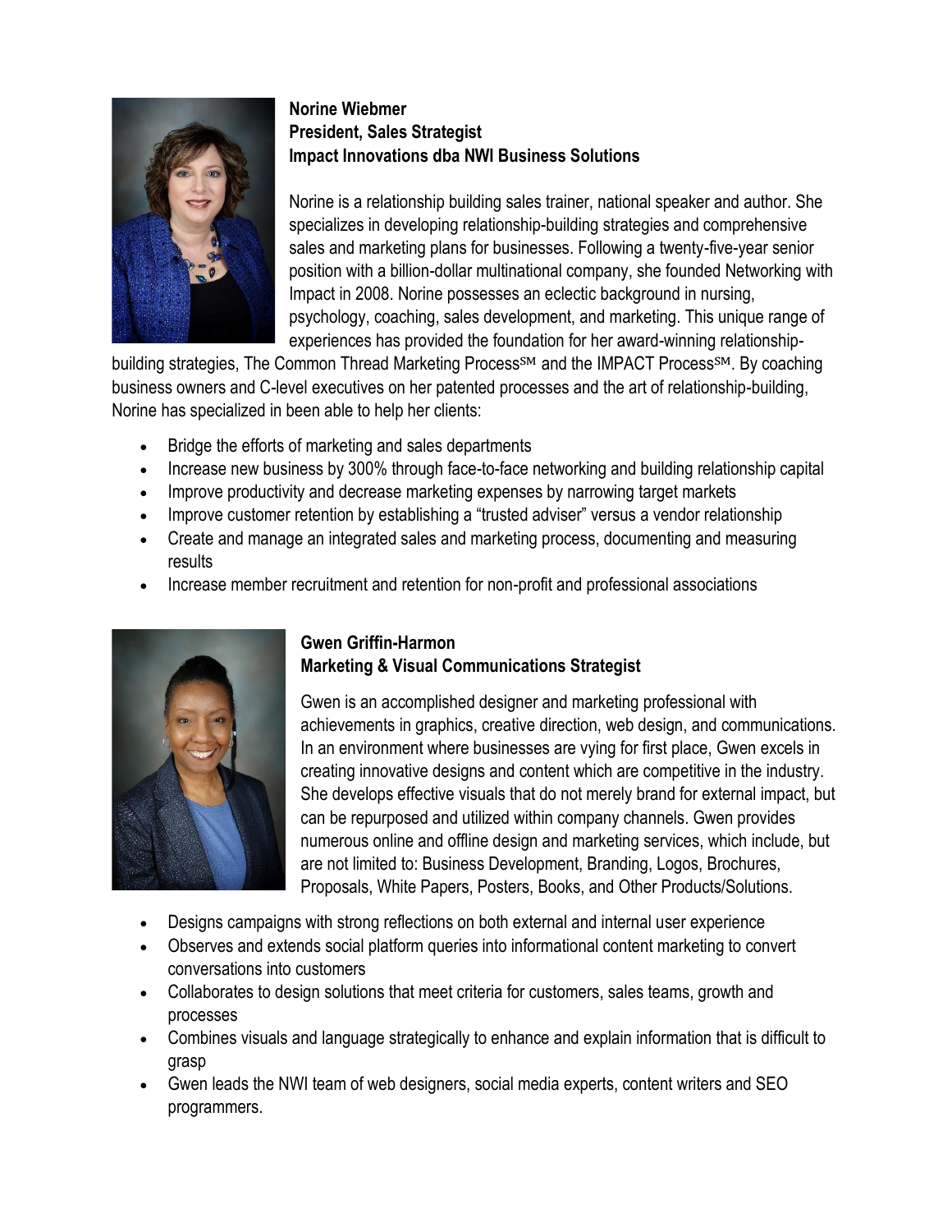**Norine Wiebmer**
**President, Sales Strategist**
**Impact Innovations dba NWI Business Solutions**

Norine is a relationship building sales trainer, national speaker and author. She specializes in developing relationship-building strategies and comprehensive sales and marketing plans for businesses. Following a twenty-five-year senior position with a billion-dollar multinational company, she founded Networking with Impact in 2008. Norine possesses an eclectic background in nursing, psychology, coaching, sales development, and marketing. This unique range of experiences has provided the foundation for her award-winning relationship-building strategies, The Common Thread Marketing Process℠ and the IMPACT Process℠. By coaching business owners and C-level executives on her patented processes and the art of relationship-building, Norine has specialized in been able to help her clients:

- Bridge the efforts of marketing and sales departments
- Increase new business by 300% through face-to-face networking and building relationship capital
- Improve productivity and decrease marketing expenses by narrowing target markets
- Improve customer retention by establishing a "trusted adviser" versus a vendor relationship
- Create and manage an integrated sales and marketing process, documenting and measuring results
- Increase member recruitment and retention for non-profit and professional associations

**Gwen Griffin-Harmon**
**Marketing & Visual Communications Strategist**

Gwen is an accomplished designer and marketing professional with achievements in graphics, creative direction, web design, and communications. In an environment where businesses are vying for first place, Gwen excels in creating innovative designs and content which are competitive in the industry. She develops effective visuals that do not merely brand for external impact, but can be repurposed and utilized within company channels. Gwen provides numerous online and offline design and marketing services, which include, but are not limited to: Business Development, Branding, Logos, Brochures, Proposals, White Papers, Posters, Books, and Other Products/Solutions.

- Designs campaigns with strong reflections on both external and internal user experience
- Observes and extends social platform queries into informational content marketing to convert conversations into customers
- Collaborates to design solutions that meet criteria for customers, sales teams, growth and processes
- Combines visuals and language strategically to enhance and explain information that is difficult to grasp
- Gwen leads the NWI team of web designers, social media experts, content writers and SEO programmers.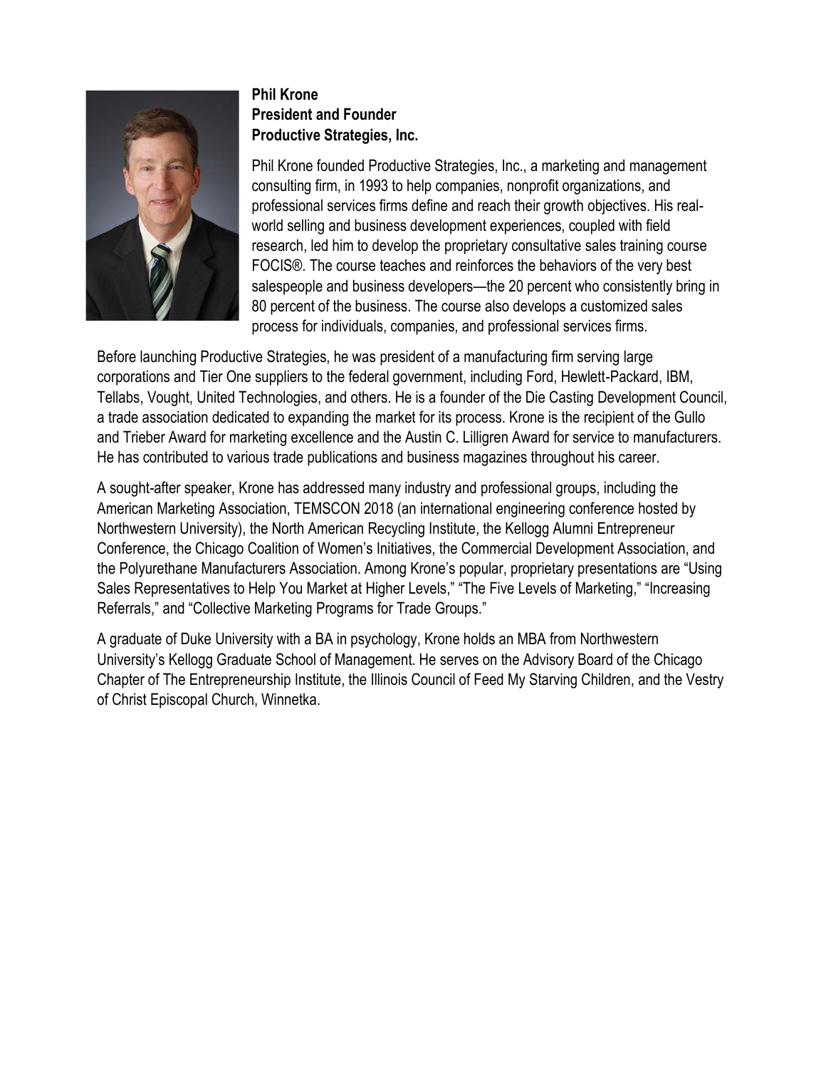**Phil Krone**
**President and Founder**
**Productive Strategies, Inc.**

Phil Krone founded Productive Strategies, Inc., a marketing and management consulting firm, in 1993 to help companies, nonprofit organizations, and professional services firms define and reach their growth objectives. His real-world selling and business development experiences, coupled with field research, led him to develop the proprietary consultative sales training course FOCIS®. The course teaches and reinforces the behaviors of the very best salespeople and business developers—the 20 percent who consistently bring in 80 percent of the business. The course also develops a customized sales process for individuals, companies, and professional services firms.

Before launching Productive Strategies, he was president of a manufacturing firm serving large corporations and Tier One suppliers to the federal government, including Ford, Hewlett-Packard, IBM, Tellabs, Vought, United Technologies, and others. He is a founder of the Die Casting Development Council, a trade association dedicated to expanding the market for its process. Krone is the recipient of the Gullo and Trieber Award for marketing excellence and the Austin C. Lilligren Award for service to manufacturers. He has contributed to various trade publications and business magazines throughout his career.

A sought-after speaker, Krone has addressed many industry and professional groups, including the American Marketing Association, TEMSCON 2018 (an international engineering conference hosted by Northwestern University), the North American Recycling Institute, the Kellogg Alumni Entrepreneur Conference, the Chicago Coalition of Women's Initiatives, the Commercial Development Association, and the Polyurethane Manufacturers Association. Among Krone's popular, proprietary presentations are "Using Sales Representatives to Help You Market at Higher Levels," "The Five Levels of Marketing," "Increasing Referrals," and "Collective Marketing Programs for Trade Groups."

A graduate of Duke University with a BA in psychology, Krone holds an MBA from Northwestern University's Kellogg Graduate School of Management. He serves on the Advisory Board of the Chicago Chapter of The Entrepreneurship Institute, the Illinois Council of Feed My Starving Children, and the Vestry of Christ Episcopal Church, Winnetka.